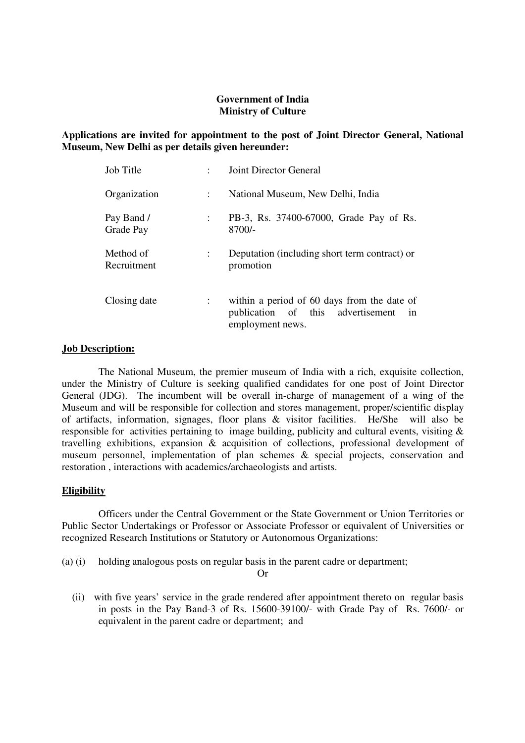**Government of India**
**Ministry of Culture**

**Applications are invited for appointment to the post of Joint Director General, National Museum, New Delhi as per details given hereunder:**

| | | |
|---|---|---|
| Job Title | : | Joint Director General |
| Organization | : | National Museum, New Delhi, India |
| Pay Band / Grade Pay | : | PB-3, Rs. 37400-67000, Grade Pay of Rs. 8700/- |
| Method of Recruitment | : | Deputation (including short term contract) or promotion |
| Closing date | : | within a period of 60 days from the date of publication of this advertisement in employment news. |

**Job Description:**

The National Museum, the premier museum of India with a rich, exquisite collection, under the Ministry of Culture is seeking qualified candidates for one post of Joint Director General (JDG). The incumbent will be overall in-charge of management of a wing of the Museum and will be responsible for collection and stores management, proper/scientific display of artifacts, information, signages, floor plans & visitor facilities. He/She will also be responsible for activities pertaining to image building, publicity and cultural events, visiting & travelling exhibitions, expansion & acquisition of collections, professional development of museum personnel, implementation of plan schemes & special projects, conservation and restoration , interactions with academics/archaeologists and artists.

**Eligibility**

Officers under the Central Government or the State Government or Union Territories or Public Sector Undertakings or Professor or Associate Professor or equivalent of Universities or recognized Research Institutions or Statutory or Autonomous Organizations:

(a) (i) holding analogous posts on regular basis in the parent cadre or department;

Or

(ii) with five years' service in the grade rendered after appointment thereto on regular basis in posts in the Pay Band-3 of Rs. 15600-39100/- with Grade Pay of Rs. 7600/- or equivalent in the parent cadre or department; and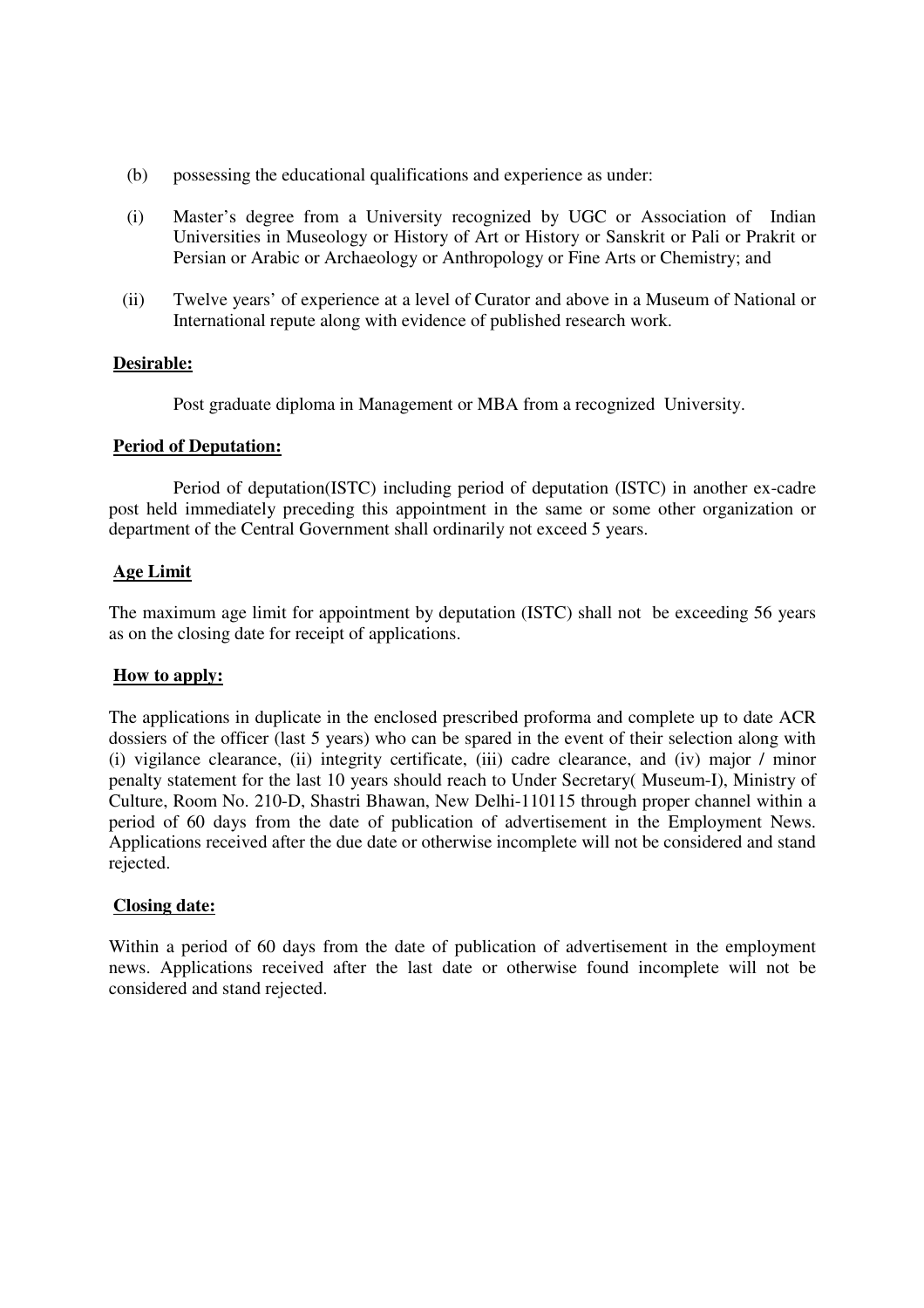(b) possessing the educational qualifications and experience as under:

(i) Master's degree from a University recognized by UGC or Association of Indian Universities in Museology or History of Art or History or Sanskrit or Pali or Prakrit or Persian or Arabic or Archaeology or Anthropology or Fine Arts or Chemistry; and

(ii) Twelve years' of experience at a level of Curator and above in a Museum of National or International repute along with evidence of published research work.

**Desirable:**

Post graduate diploma in Management or MBA from a recognized University.

**Period of Deputation:**

Period of deputation(ISTC) including period of deputation (ISTC) in another ex-cadre post held immediately preceding this appointment in the same or some other organization or department of the Central Government shall ordinarily not exceed 5 years.

**Age Limit**

The maximum age limit for appointment by deputation (ISTC) shall not be exceeding 56 years as on the closing date for receipt of applications.

**How to apply:**

The applications in duplicate in the enclosed prescribed proforma and complete up to date ACR dossiers of the officer (last 5 years) who can be spared in the event of their selection along with (i) vigilance clearance, (ii) integrity certificate, (iii) cadre clearance, and (iv) major / minor penalty statement for the last 10 years should reach to Under Secretary( Museum-I), Ministry of Culture, Room No. 210-D, Shastri Bhawan, New Delhi-110115 through proper channel within a period of 60 days from the date of publication of advertisement in the Employment News. Applications received after the due date or otherwise incomplete will not be considered and stand rejected.

**Closing date:**

Within a period of 60 days from the date of publication of advertisement in the employment news. Applications received after the last date or otherwise found incomplete will not be considered and stand rejected.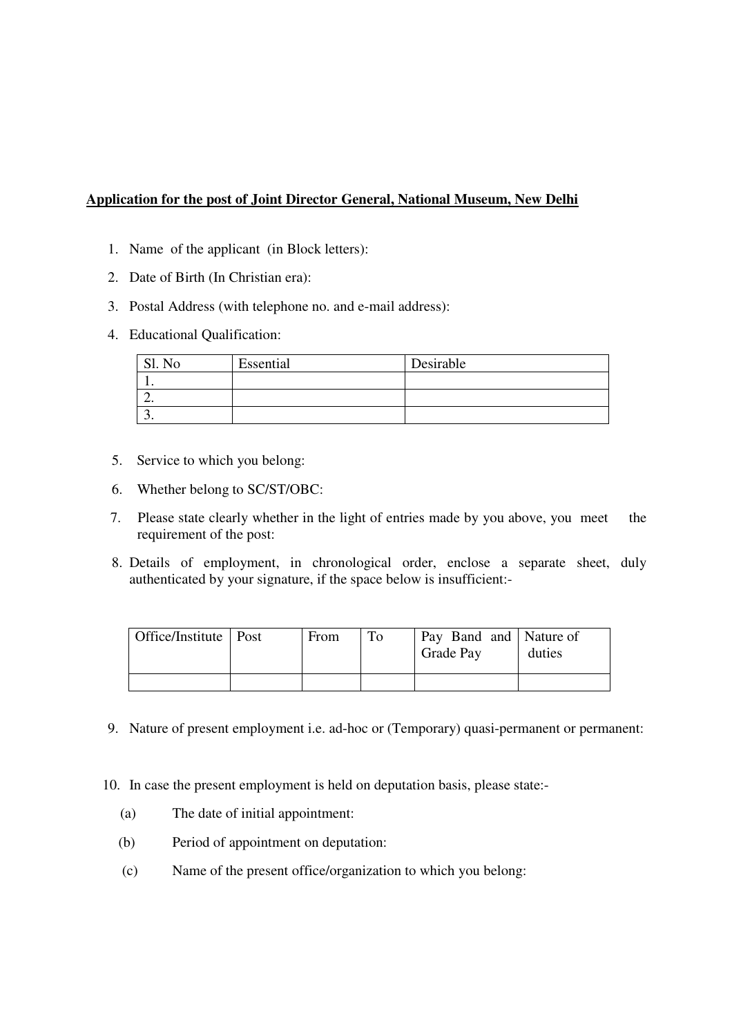**Application for the post of Joint Director General, National Museum, New Delhi**

1. Name of the applicant (in Block letters):
2. Date of Birth (In Christian era):
3. Postal Address (with telephone no. and e-mail address):
4. Educational Qualification:

| Sl. No | Essential | Desirable |
|---|---|---|
| 1. | | |
| 2. | | |
| 3. | | |

5. Service to which you belong:
6. Whether belong to SC/ST/OBC:
7. Please state clearly whether in the light of entries made by you above, you meet the requirement of the post:
8. Details of employment, in chronological order, enclose a separate sheet, duly authenticated by your signature, if the space below is insufficient:-

| Office/Institute | Post | From | To | Pay Band and Grade Pay | Nature of duties |
|---|---|---|---|---|---|
| | | | | | |

9. Nature of present employment i.e. ad-hoc or (Temporary) quasi-permanent or permanent:
10. In case the present employment is held on deputation basis, please state:-
    (a) The date of initial appointment:
    (b) Period of appointment on deputation:
    (c) Name of the present office/organization to which you belong: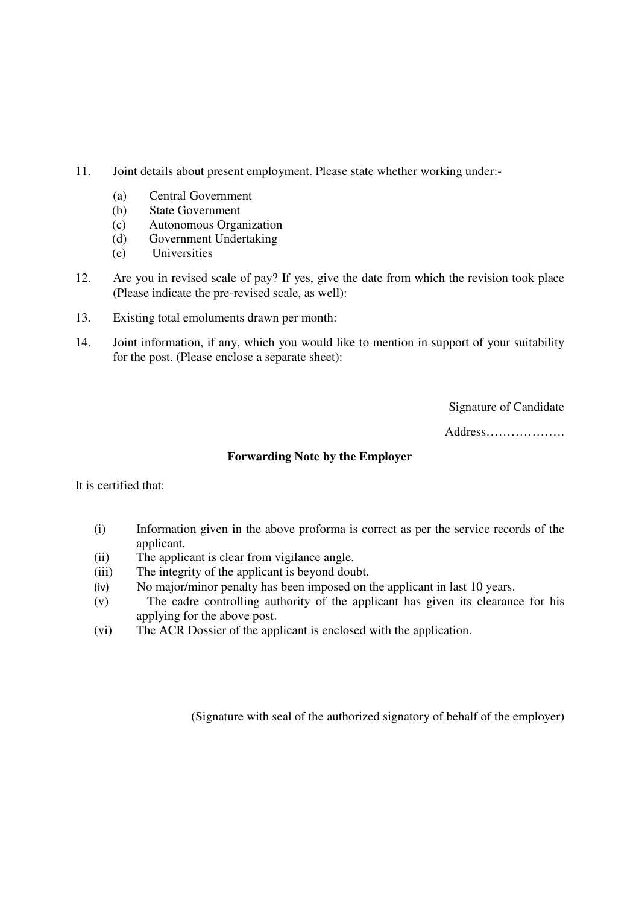11. Joint details about present employment. Please state whether working under:-

    (a) Central Government
    (b) State Government
    (c) Autonomous Organization
    (d) Government Undertaking
    (e) Universities

12. Are you in revised scale of pay? If yes, give the date from which the revision took place (Please indicate the pre-revised scale, as well):

13. Existing total emoluments drawn per month:

14. Joint information, if any, which you would like to mention in support of your suitability for the post. (Please enclose a separate sheet):

Signature of Candidate

Address……………….

**Forwarding Note by the Employer**

It is certified that:

(i) Information given in the above proforma is correct as per the service records of the applicant.
(ii) The applicant is clear from vigilance angle.
(iii) The integrity of the applicant is beyond doubt.
(iv) No major/minor penalty has been imposed on the applicant in last 10 years.
(v) The cadre controlling authority of the applicant has given its clearance for his applying for the above post.
(vi) The ACR Dossier of the applicant is enclosed with the application.

(Signature with seal of the authorized signatory of behalf of the employer)